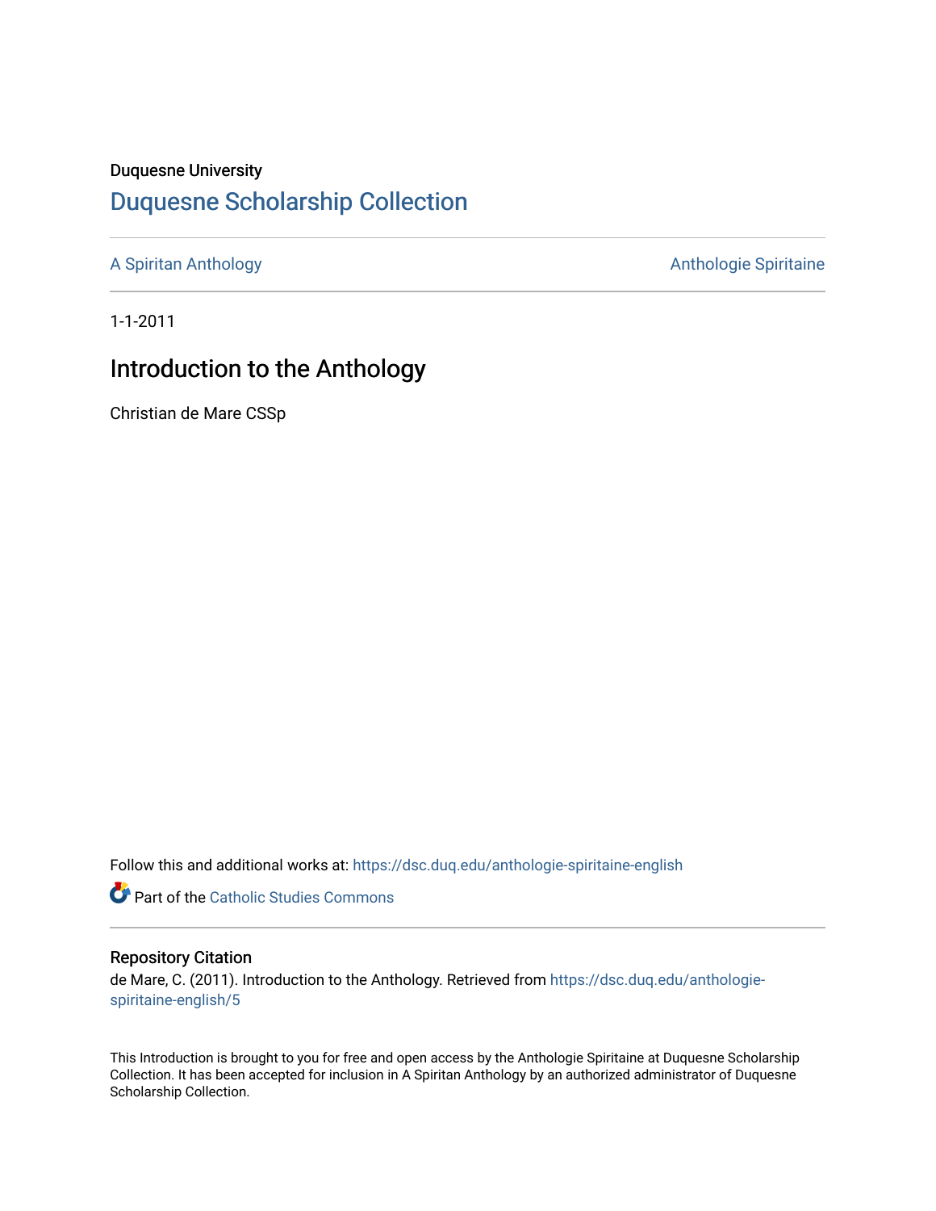Duquesne University

# Duquesne Scholarship Collection

A Spiritan Anthology

Anthologie Spiritaine

1-1-2011

## Introduction to the Anthology

Christian de Mare CSSp

Follow this and additional works at: https://dsc.duq.edu/anthologie-spiritaine-english

Part of the Catholic Studies Commons

### Repository Citation

de Mare, C. (2011). Introduction to the Anthology. Retrieved from https://dsc.duq.edu/anthologie-spiritaine-english/5

This Introduction is brought to you for free and open access by the Anthologie Spiritaine at Duquesne Scholarship Collection. It has been accepted for inclusion in A Spiritan Anthology by an authorized administrator of Duquesne Scholarship Collection.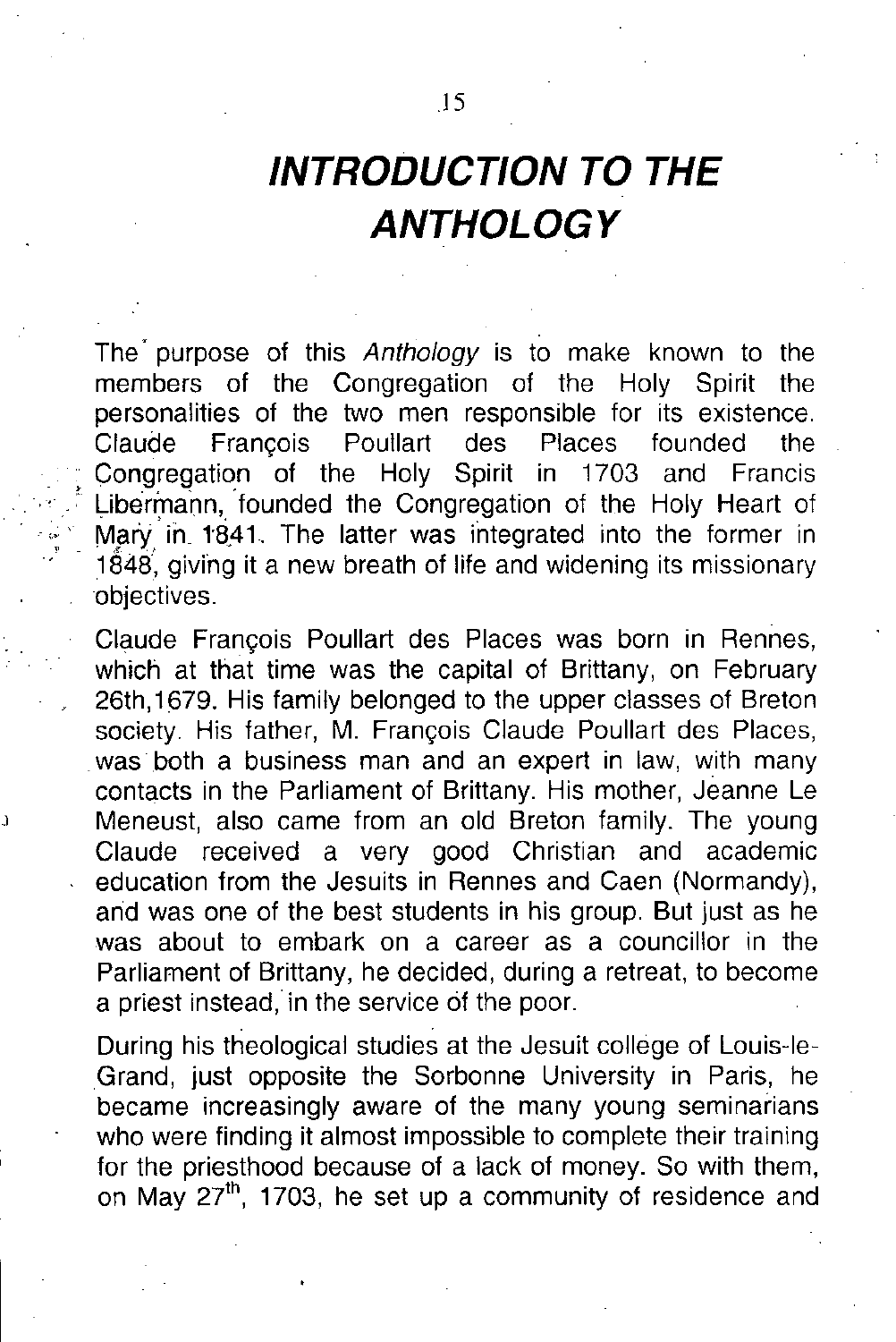# INTRODUCTION TO THE ANTHOLOGY

The purpose of this *Anthology* is to make known to the members of the Congregation of the Holy Spirit the personalities of the two men responsible for its existence. Claude François Poullart des Places founded the Congregation of the Holy Spirit in 1703 and Francis Libermann, founded the Congregation of the Holy Heart of Mary in 1841. The latter was integrated into the former in 1848, giving it a new breath of life and widening its missionary objectives.

Claude François Poullart des Places was born in Rennes, which at that time was the capital of Brittany, on February 26th,1679. His family belonged to the upper classes of Breton society. His father, M. François Claude Poullart des Places, was both a business man and an expert in law, with many contacts in the Parliament of Brittany. His mother, Jeanne Le Meneust, also came from an old Breton family. The young Claude received a very good Christian and academic education from the Jesuits in Rennes and Caen (Normandy), and was one of the best students in his group. But just as he was about to embark on a career as a councillor in the Parliament of Brittany, he decided, during a retreat, to become a priest instead, in the service of the poor.

During his theological studies at the Jesuit college of Louis-le-Grand, just opposite the Sorbonne University in Paris, he became increasingly aware of the many young seminarians who were finding it almost impossible to complete their training for the priesthood because of a lack of money. So with them, on May 27th, 1703, he set up a community of residence and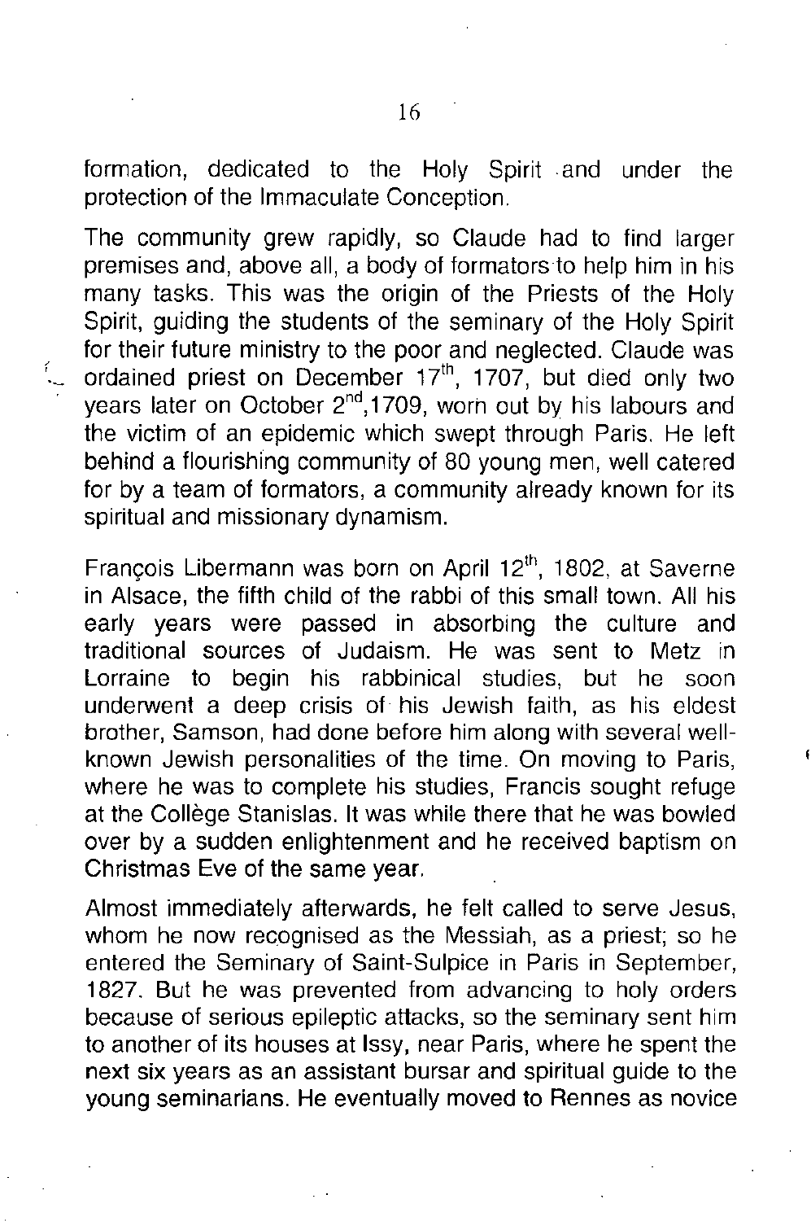formation, dedicated to the Holy Spirit and under the protection of the Immaculate Conception.

The community grew rapidly, so Claude had to find larger premises and, above all, a body of formators to help him in his many tasks. This was the origin of the Priests of the Holy Spirit, guiding the students of the seminary of the Holy Spirit for their future ministry to the poor and neglected. Claude was ordained priest on December 17th, 1707, but died only two years later on October 2nd,1709, worn out by his labours and the victim of an epidemic which swept through Paris. He left behind a flourishing community of 80 young men, well catered for by a team of formators, a community already known for its spiritual and missionary dynamism.

François Libermann was born on April 12th, 1802, at Saverne in Alsace, the fifth child of the rabbi of this small town. All his early years were passed in absorbing the culture and traditional sources of Judaism. He was sent to Metz in Lorraine to begin his rabbinical studies, but he soon underwent a deep crisis of his Jewish faith, as his eldest brother, Samson, had done before him along with several well-known Jewish personalities of the time. On moving to Paris, where he was to complete his studies, Francis sought refuge at the Collège Stanislas. It was while there that he was bowled over by a sudden enlightenment and he received baptism on Christmas Eve of the same year.

Almost immediately afterwards, he felt called to serve Jesus, whom he now recognised as the Messiah, as a priest; so he entered the Seminary of Saint-Sulpice in Paris in September, 1827. But he was prevented from advancing to holy orders because of serious epileptic attacks, so the seminary sent him to another of its houses at Issy, near Paris, where he spent the next six years as an assistant bursar and spiritual guide to the young seminarians. He eventually moved to Rennes as novice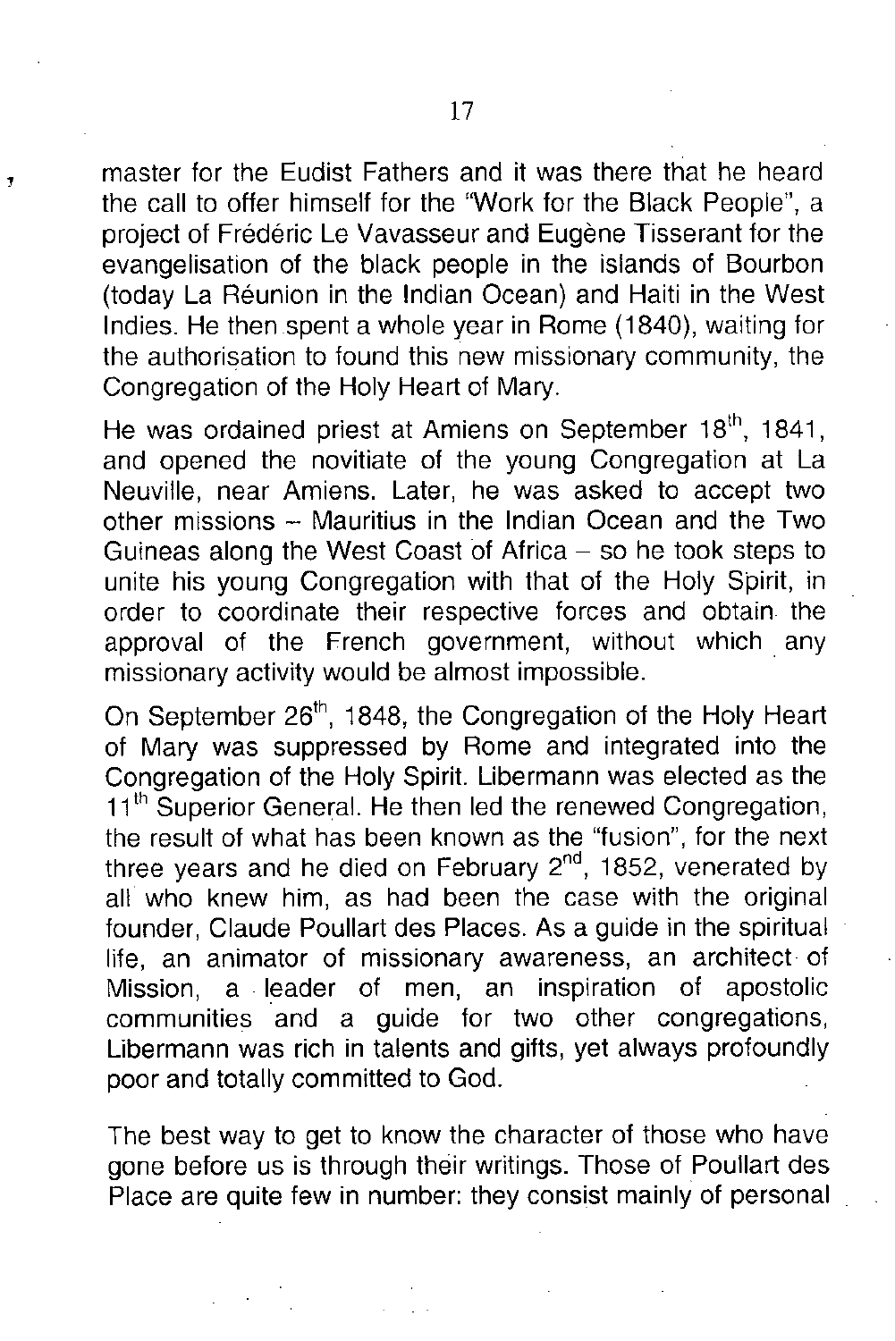master for the Eudist Fathers and it was there that he heard the call to offer himself for the "Work for the Black People", a project of Frédéric Le Vavasseur and Eugène Tisserant for the evangelisation of the black people in the islands of Bourbon (today La Réunion in the Indian Ocean) and Haiti in the West Indies. He then spent a whole year in Rome (1840), waiting for the authorisation to found this new missionary community, the Congregation of the Holy Heart of Mary.

He was ordained priest at Amiens on September 18th, 1841, and opened the novitiate of the young Congregation at La Neuville, near Amiens. Later, he was asked to accept two other missions – Mauritius in the Indian Ocean and the Two Guineas along the West Coast of Africa – so he took steps to unite his young Congregation with that of the Holy Spirit, in order to coordinate their respective forces and obtain the approval of the French government, without which any missionary activity would be almost impossible.

On September 26th, 1848, the Congregation of the Holy Heart of Mary was suppressed by Rome and integrated into the Congregation of the Holy Spirit. Libermann was elected as the 11th Superior General. He then led the renewed Congregation, the result of what has been known as the "fusion", for the next three years and he died on February 2nd, 1852, venerated by all who knew him, as had been the case with the original founder, Claude Poullart des Places. As a guide in the spiritual life, an animator of missionary awareness, an architect of Mission, a leader of men, an inspiration of apostolic communities and a guide for two other congregations, Libermann was rich in talents and gifts, yet always profoundly poor and totally committed to God.

The best way to get to know the character of those who have gone before us is through their writings. Those of Poullart des Place are quite few in number: they consist mainly of personal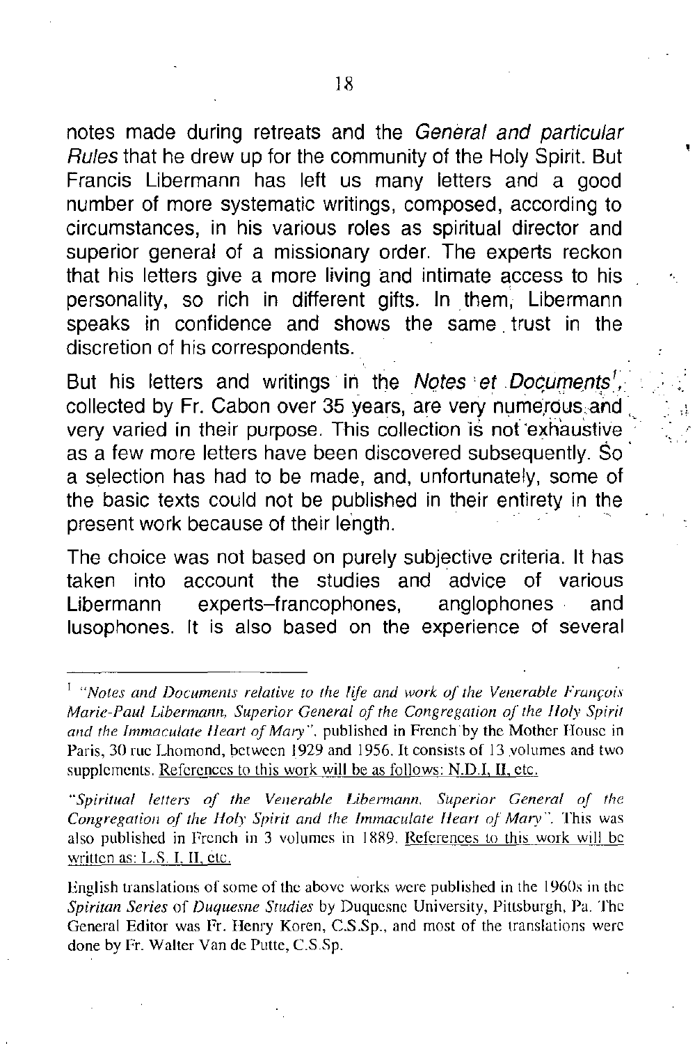notes made during retreats and the *General and particular Rules* that he drew up for the community of the Holy Spirit. But Francis Libermann has left us many letters and a good number of more systematic writings, composed, according to circumstances, in his various roles as spiritual director and superior general of a missionary order. The experts reckon that his letters give a more living and intimate access to his personality, so rich in different gifts. In them, Libermann speaks in confidence and shows the same trust in the discretion of his correspondents.

But his letters and writings in the *Notes et Documents*[1], collected by Fr. Cabon over 35 years, are very numerous and very varied in their purpose. This collection is not exhaustive as a few more letters have been discovered subsequently. So a selection has had to be made, and, unfortunately, some of the basic texts could not be published in their entirety in the present work because of their length.

The choice was not based on purely subjective criteria. It has taken into account the studies and advice of various Libermann experts–francophones, anglophones and lusophones. It is also based on the experience of several

---

[1] *"Notes and Documents relative to the life and work of the Venerable François Marie-Paul Libermann, Superior General of the Congregation of the Holy Spirit and the Immaculate Heart of Mary"*, published in French by the Mother House in Paris, 30 rue Lhomond, between 1929 and 1956. It consists of 13 volumes and two supplements. References to this work will be as follows: N.D.I, II, etc.

*"Spiritual letters of the Venerable Libermann, Superior General of the Congregation of the Holy Spirit and the Immaculate Heart of Mary"*. This was also published in French in 3 volumes in 1889. References to this work will be written as: L.S. I, II, etc.

English translations of some of the above works were published in the 1960s in the *Spiritan Series* of *Duquesne Studies* by Duquesne University, Pittsburgh, Pa. The General Editor was Fr. Henry Koren, C.S.Sp., and most of the translations were done by Fr. Walter Van de Putte, C.S.Sp.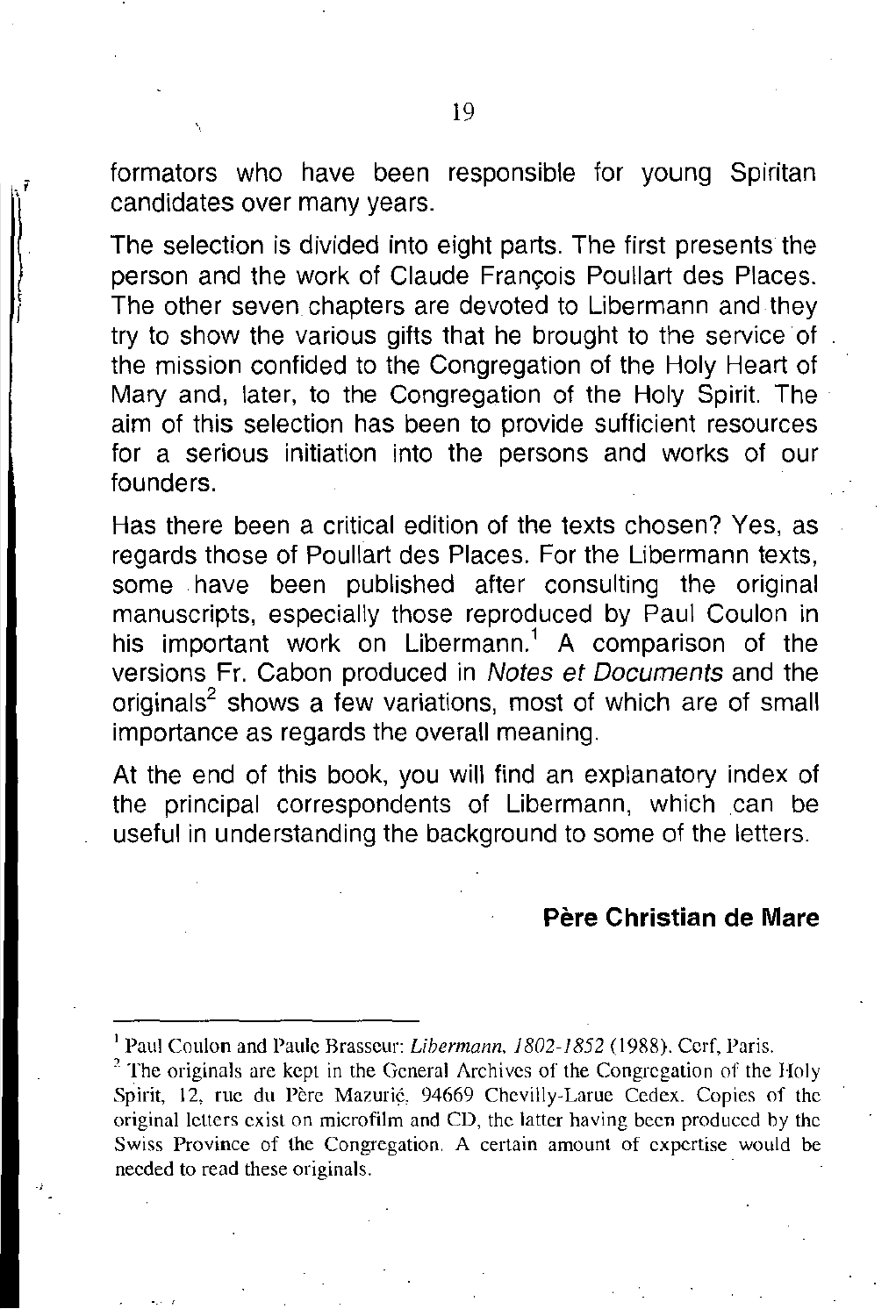formators who have been responsible for young Spiritan candidates over many years.

The selection is divided into eight parts. The first presents the person and the work of Claude François Poullart des Places. The other seven chapters are devoted to Libermann and they try to show the various gifts that he brought to the service of the mission confided to the Congregation of the Holy Heart of Mary and, later, to the Congregation of the Holy Spirit. The aim of this selection has been to provide sufficient resources for a serious initiation into the persons and works of our founders.

Has there been a critical edition of the texts chosen? Yes, as regards those of Poullart des Places. For the Libermann texts, some have been published after consulting the original manuscripts, especially those reproduced by Paul Coulon in his important work on Libermann.[1] A comparison of the versions Fr. Cabon produced in *Notes et Documents* and the originals[2] shows a few variations, most of which are of small importance as regards the overall meaning.

At the end of this book, you will find an explanatory index of the principal correspondents of Libermann, which can be useful in understanding the background to some of the letters.

**Père Christian de Mare**

---

[1] Paul Coulon and Paule Brasseur: *Libermann, 1802-1852* (1988). Cerf, Paris.

[2] The originals are kept in the General Archives of the Congregation of the Holy Spirit, 12, rue du Père Mazurié, 94669 Chevilly-Larue Cedex. Copies of the original letters exist on microfilm and CD, the latter having been produced by the Swiss Province of the Congregation. A certain amount of expertise would be needed to read these originals.